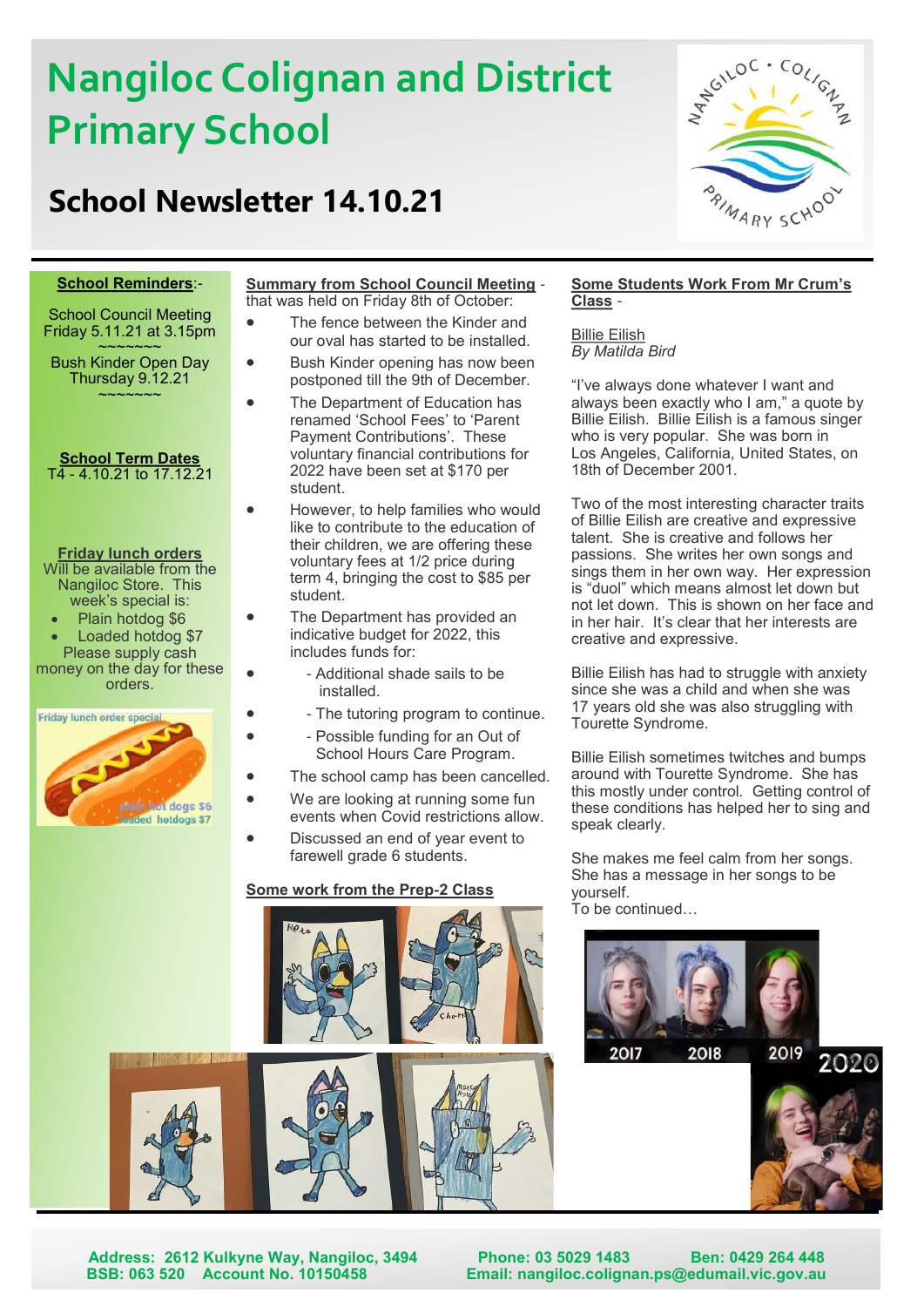# Nangiloc Colignan and District Primary School

## School Newsletter 14.10.21

**School Reminders**:-

School Council Meeting
Friday 5.11.21 at 3.15pm
~~~~~~~
Bush Kinder Open Day
Thursday 9.12.21
~~~~~~~

**School Term Dates**
T4 - 4.10.21 to 17.12.21

**Friday lunch orders**
Will be available from the Nangiloc Store. This week's special is:

- Plain hotdog $6
- Loaded hotdog $7

Please supply cash money on the day for these orders.

**Summary from School Council Meeting** - that was held on Friday 8th of October:

- The fence between the Kinder and our oval has started to be installed.
- Bush Kinder opening has now been postponed till the 9th of December.
- The Department of Education has renamed 'School Fees' to 'Parent Payment Contributions'. These voluntary financial contributions for 2022 have been set at $170 per student.
- However, to help families who would like to contribute to the education of their children, we are offering these voluntary fees at 1/2 price during term 4, bringing the cost to $85 per student.
- The Department has provided an indicative budget for 2022, this includes funds for:
- - Additional shade sails to be installed.
- - The tutoring program to continue.
- - Possible funding for an Out of School Hours Care Program.
- The school camp has been cancelled.
- We are looking at running some fun events when Covid restrictions allow.
- Discussed an end of year event to farewell grade 6 students.

**Some work from the Prep-2 Class**

**Some Students Work From Mr Crum's Class** -

Billie Eilish
*By Matilda Bird*

"I've always done whatever I want and always been exactly who I am," a quote by Billie Eilish. Billie Eilish is a famous singer who is very popular. She was born in Los Angeles, California, United States, on 18th of December 2001.

Two of the most interesting character traits of Billie Eilish are creative and expressive talent. She is creative and follows her passions. She writes her own songs and sings them in her own way. Her expression is "duol" which means almost let down but not let down. This is shown on her face and in her hair. It's clear that her interests are creative and expressive.

Billie Eilish has had to struggle with anxiety since she was a child and when she was 17 years old she was also struggling with Tourette Syndrome.

Billie Eilish sometimes twitches and bumps around with Tourette Syndrome. She has this mostly under control. Getting control of these conditions has helped her to sing and speak clearly.

She makes me feel calm from her songs. She has a message in her songs to be yourself.
To be continued…

**Address: 2612 Kulkyne Way, Nangiloc, 3494** **Phone: 03 5029 1483** **Ben: 0429 264 448**
**BSB: 063 520 Account No. 10150458** **Email: nangiloc.colignan.ps@edumail.vic.gov.au**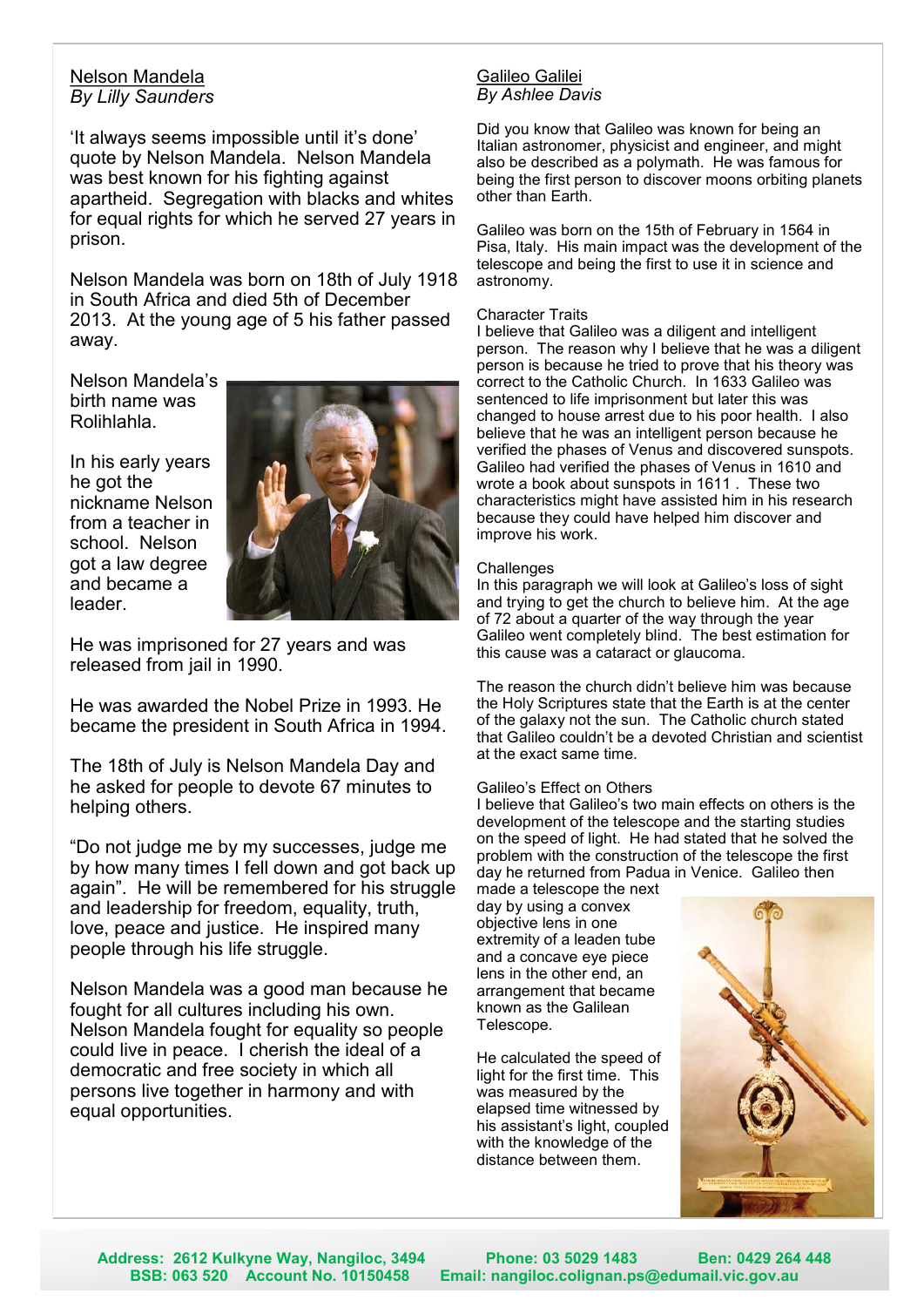## Nelson Mandela

*By Lilly Saunders*

'It always seems impossible until it's done' quote by Nelson Mandela. Nelson Mandela was best known for his fighting against apartheid. Segregation with blacks and whites for equal rights for which he served 27 years in prison.

Nelson Mandela was born on 18th of July 1918 in South Africa and died 5th of December 2013. At the young age of 5 his father passed away.

Nelson Mandela's birth name was Rolihlahla.

In his early years he got the nickname Nelson from a teacher in school. Nelson got a law degree and became a leader.

He was imprisoned for 27 years and was released from jail in 1990.

He was awarded the Nobel Prize in 1993. He became the president in South Africa in 1994.

The 18th of July is Nelson Mandela Day and he asked for people to devote 67 minutes to helping others.

"Do not judge me by my successes, judge me by how many times I fell down and got back up again". He will be remembered for his struggle and leadership for freedom, equality, truth, love, peace and justice. He inspired many people through his life struggle.

Nelson Mandela was a good man because he fought for all cultures including his own. Nelson Mandela fought for equality so people could live in peace. I cherish the ideal of a democratic and free society in which all persons live together in harmony and with equal opportunities.

## Galileo Galilei

*By Ashlee Davis*

Did you know that Galileo was known for being an Italian astronomer, physicist and engineer, and might also be described as a polymath. He was famous for being the first person to discover moons orbiting planets other than Earth.

Galileo was born on the 15th of February in 1564 in Pisa, Italy. His main impact was the development of the telescope and being the first to use it in science and astronomy.

### Character Traits

I believe that Galileo was a diligent and intelligent person. The reason why I believe that he was a diligent person is because he tried to prove that his theory was correct to the Catholic Church. In 1633 Galileo was sentenced to life imprisonment but later this was changed to house arrest due to his poor health. I also believe that he was an intelligent person because he verified the phases of Venus and discovered sunspots. Galileo had verified the phases of Venus in 1610 and wrote a book about sunspots in 1611 . These two characteristics might have assisted him in his research because they could have helped him discover and improve his work.

### Challenges

In this paragraph we will look at Galileo's loss of sight and trying to get the church to believe him. At the age of 72 about a quarter of the way through the year Galileo went completely blind. The best estimation for this cause was a cataract or glaucoma.

The reason the church didn't believe him was because the Holy Scriptures state that the Earth is at the center of the galaxy not the sun. The Catholic church stated that Galileo couldn't be a devoted Christian and scientist at the exact same time.

### Galileo's Effect on Others

I believe that Galileo's two main effects on others is the development of the telescope and the starting studies on the speed of light. He had stated that he solved the problem with the construction of the telescope the first day he returned from Padua in Venice. Galileo then made a telescope the next day by using a convex objective lens in one extremity of a leaden tube and a concave eye piece lens in the other end, an arrangement that became known as the Galilean Telescope.

He calculated the speed of light for the first time. This was measured by the elapsed time witnessed by his assistant's light, coupled with the knowledge of the distance between them.